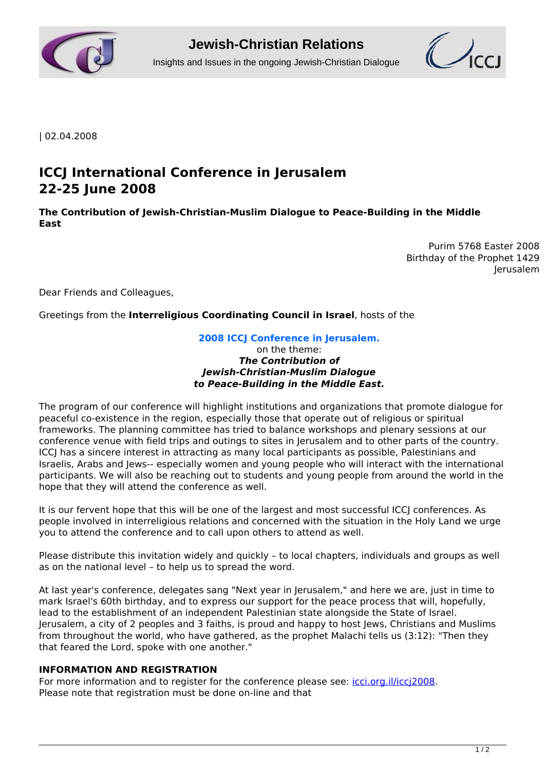| 02.04.2008

# ICCJ International Conference in Jerusalem 22-25 June 2008

**The Contribution of Jewish-Christian-Muslim Dialogue to Peace-Building in the Middle East**

Purim 5768 Easter 2008
Birthday of the Prophet 1429
Jerusalem

Dear Friends and Colleagues,

Greetings from the **Interreligious Coordinating Council in Israel**, hosts of the

**2008 ICCJ Conference in Jerusalem.**
on the theme:
***The Contribution of Jewish-Christian-Muslim Dialogue to Peace-Building in the Middle East.***

The program of our conference will highlight institutions and organizations that promote dialogue for peaceful co-existence in the region, especially those that operate out of religious or spiritual frameworks. The planning committee has tried to balance workshops and plenary sessions at our conference venue with field trips and outings to sites in Jerusalem and to other parts of the country. ICCJ has a sincere interest in attracting as many local participants as possible, Palestinians and Israelis, Arabs and Jews-- especially women and young people who will interact with the international participants. We will also be reaching out to students and young people from around the world in the hope that they will attend the conference as well.

It is our fervent hope that this will be one of the largest and most successful ICCJ conferences. As people involved in interreligious relations and concerned with the situation in the Holy Land we urge you to attend the conference and to call upon others to attend as well.

Please distribute this invitation widely and quickly – to local chapters, individuals and groups as well as on the national level – to help us to spread the word.

At last year's conference, delegates sang "Next year in Jerusalem," and here we are, just in time to mark Israel's 60th birthday, and to express our support for the peace process that will, hopefully, lead to the establishment of an independent Palestinian state alongside the State of Israel. Jerusalem, a city of 2 peoples and 3 faiths, is proud and happy to host Jews, Christians and Muslims from throughout the world, who have gathered, as the prophet Malachi tells us (3:12): "Then they that feared the Lord, spoke with one another."

**INFORMATION AND REGISTRATION**
For more information and to register for the conference please see: icci.org.il/iccj2008.
Please note that registration must be done on-line and that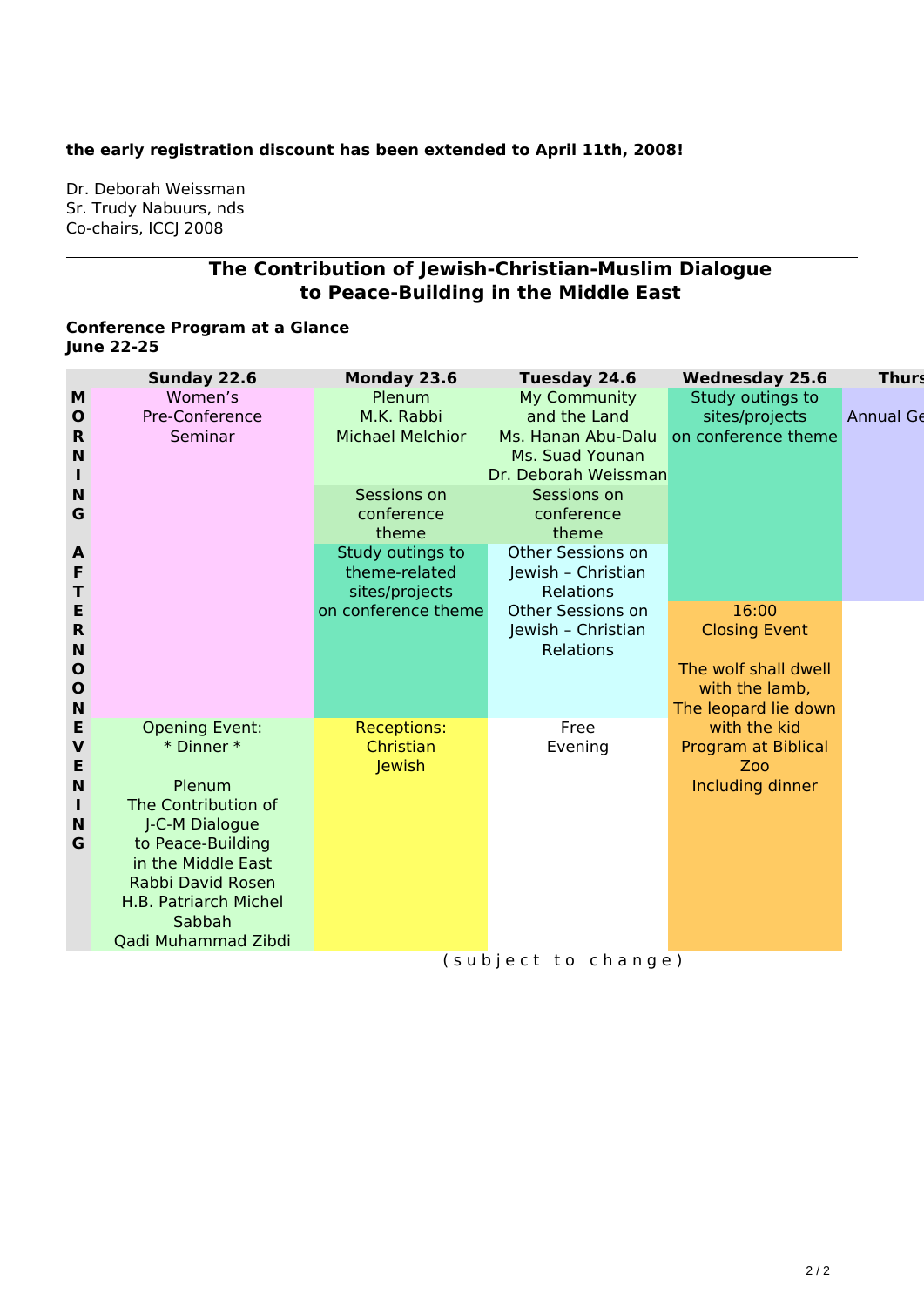**the early registration discount has been extended to April 11th, 2008!**

Dr. Deborah Weissman
Sr. Trudy Nabuurs, nds
Co-chairs, ICCJ 2008

---

## The Contribution of Jewish-Christian-Muslim Dialogue to Peace-Building in the Middle East

**Conference Program at a Glance**
**June 22-25**

| | Sunday 22.6 | Monday 23.6 | Tuesday 24.6 | Wednesday 25.6 | Thurs |
|---|---|---|---|---|---|
| MORNING | Women's Pre-Conference Seminar | Plenum M.K. Rabbi Michael Melchior | My Community and the Land Ms. Hanan Abu-Dalu Ms. Suad Younan Dr. Deborah Weissman | Study outings to sites/projects on conference theme | Annual Ge |
| | | Sessions on conference theme | Sessions on conference theme | | |
| AFTERNOON | | Study outings to theme-related sites/projects on conference theme | Other Sessions on Jewish – Christian Relations | | |
| | | | Other Sessions on Jewish – Christian Relations | 16:00 Closing Event The wolf shall dwell with the lamb, The leopard lie down with the kid Program at Biblical Zoo Including dinner | |
| EVENING | Opening Event: * Dinner * Plenum The Contribution of J-C-M Dialogue to Peace-Building in the Middle East Rabbi David Rosen H.B. Patriarch Michel Sabbah Qadi Muhammad Zibdi | Receptions: Christian Jewish | Free Evening | | |

(subject to change)